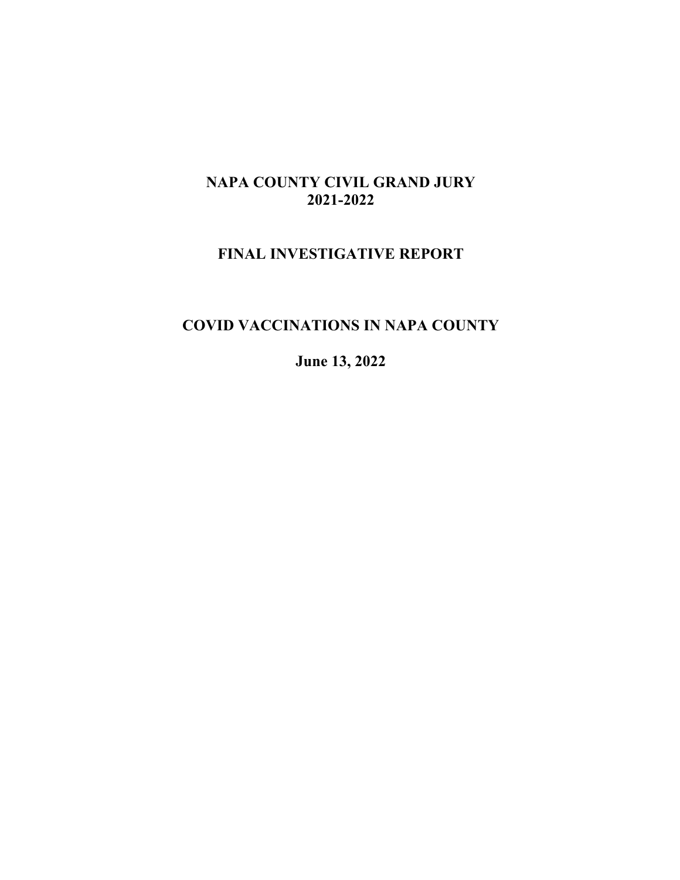# NAPA COUNTY CIVIL GRAND JURY
# 2021-2022

## FINAL INVESTIGATIVE REPORT

## COVID VACCINATIONS IN NAPA COUNTY

**June 13, 2022**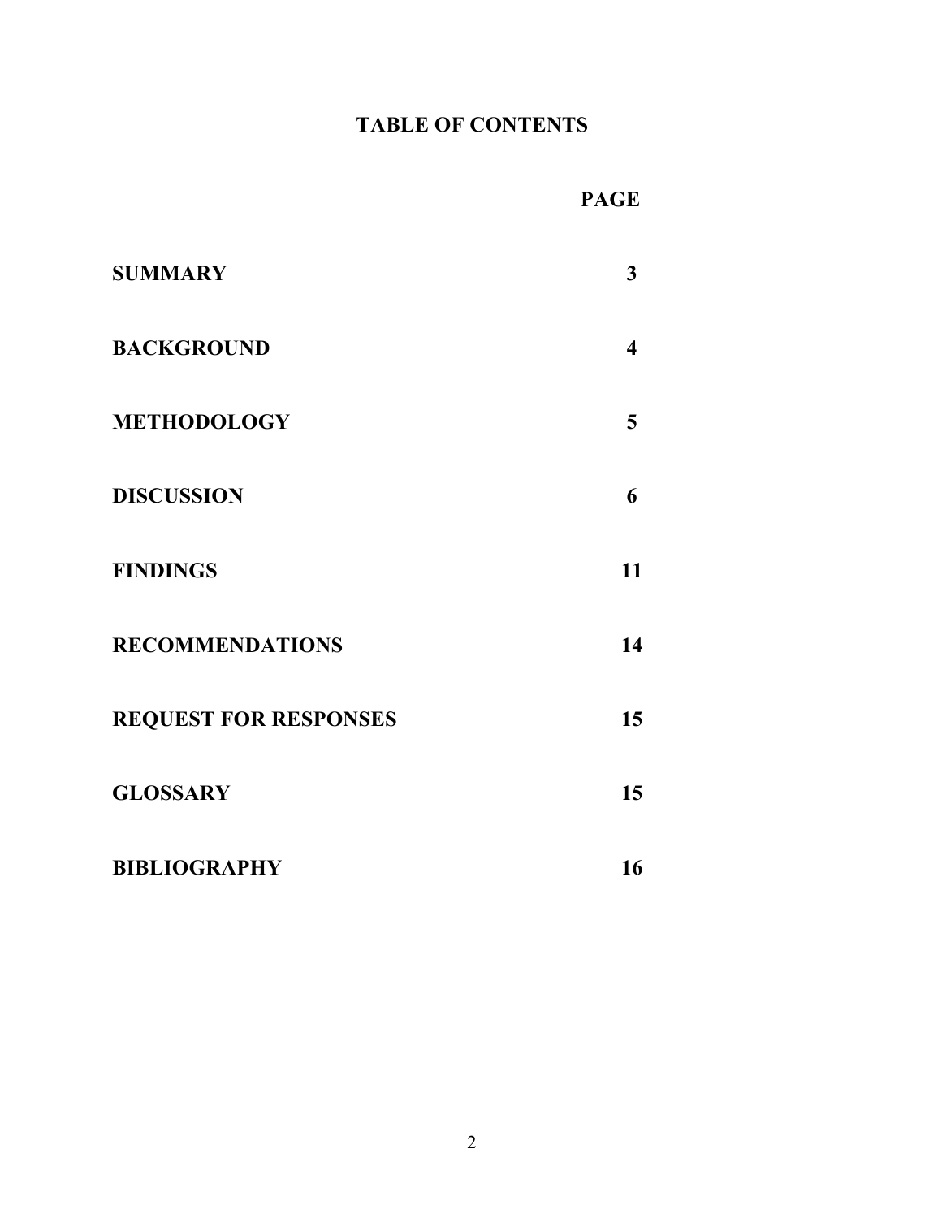# TABLE OF CONTENTS

| | PAGE |
|---|---|
| **SUMMARY** | **3** |
| **BACKGROUND** | **4** |
| **METHODOLOGY** | **5** |
| **DISCUSSION** | **6** |
| **FINDINGS** | **11** |
| **RECOMMENDATIONS** | **14** |
| **REQUEST FOR RESPONSES** | **15** |
| **GLOSSARY** | **15** |
| **BIBLIOGRAPHY** | **16** |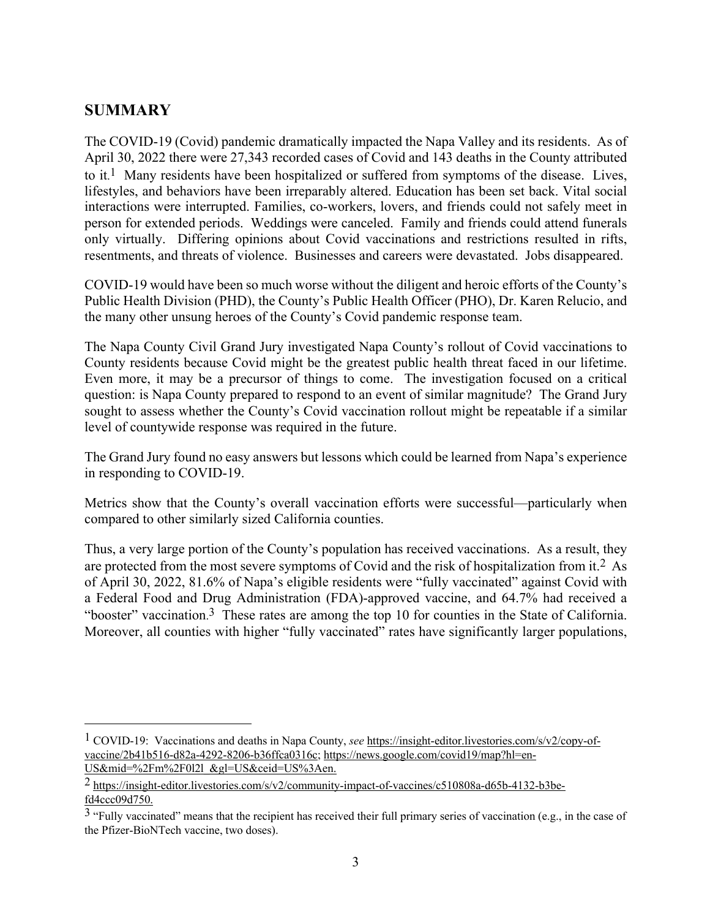## SUMMARY

The COVID-19 (Covid) pandemic dramatically impacted the Napa Valley and its residents. As of April 30, 2022 there were 27,343 recorded cases of Covid and 143 deaths in the County attributed to it.[1] Many residents have been hospitalized or suffered from symptoms of the disease. Lives, lifestyles, and behaviors have been irreparably altered. Education has been set back. Vital social interactions were interrupted. Families, co-workers, lovers, and friends could not safely meet in person for extended periods. Weddings were canceled. Family and friends could attend funerals only virtually. Differing opinions about Covid vaccinations and restrictions resulted in rifts, resentments, and threats of violence. Businesses and careers were devastated. Jobs disappeared.

COVID-19 would have been so much worse without the diligent and heroic efforts of the County's Public Health Division (PHD), the County's Public Health Officer (PHO), Dr. Karen Relucio, and the many other unsung heroes of the County's Covid pandemic response team.

The Napa County Civil Grand Jury investigated Napa County's rollout of Covid vaccinations to County residents because Covid might be the greatest public health threat faced in our lifetime. Even more, it may be a precursor of things to come. The investigation focused on a critical question: is Napa County prepared to respond to an event of similar magnitude? The Grand Jury sought to assess whether the County's Covid vaccination rollout might be repeatable if a similar level of countywide response was required in the future.

The Grand Jury found no easy answers but lessons which could be learned from Napa's experience in responding to COVID-19.

Metrics show that the County's overall vaccination efforts were successful—particularly when compared to other similarly sized California counties.

Thus, a very large portion of the County's population has received vaccinations. As a result, they are protected from the most severe symptoms of Covid and the risk of hospitalization from it.[2] As of April 30, 2022, 81.6% of Napa's eligible residents were "fully vaccinated" against Covid with a Federal Food and Drug Administration (FDA)-approved vaccine, and 64.7% had received a "booster" vaccination.[3] These rates are among the top 10 for counties in the State of California. Moreover, all counties with higher "fully vaccinated" rates have significantly larger populations,

---

[1] COVID-19: Vaccinations and deaths in Napa County, *see* https://insight-editor.livestories.com/s/v2/copy-of-vaccine/2b41b516-d82a-4292-8206-b36ffca0316c; https://news.google.com/covid19/map?hl=en-US&mid=%2Fm%2F0l2l_&gl=US&ceid=US%3Aen.

[2] https://insight-editor.livestories.com/s/v2/community-impact-of-vaccines/c510808a-d65b-4132-b3be-fd4ccc09d750.

[3] "Fully vaccinated" means that the recipient has received their full primary series of vaccination (e.g., in the case of the Pfizer-BioNTech vaccine, two doses).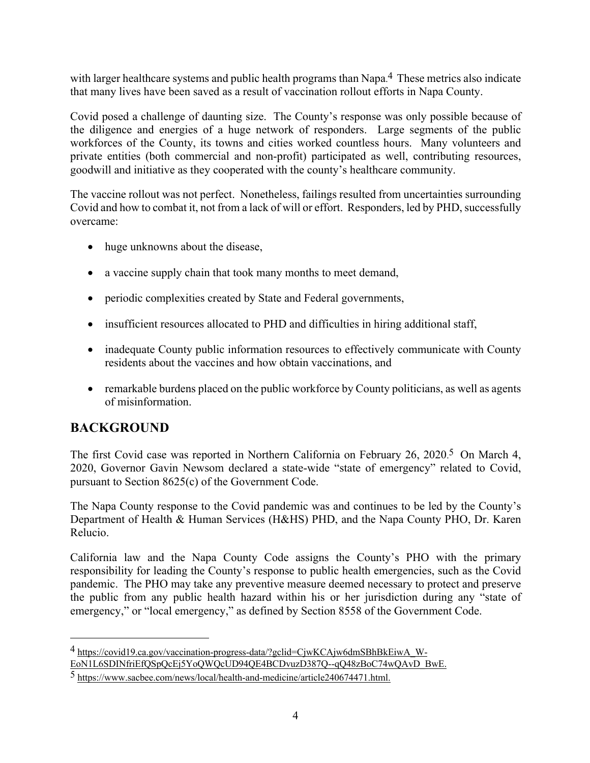with larger healthcare systems and public health programs than Napa.[4] These metrics also indicate that many lives have been saved as a result of vaccination rollout efforts in Napa County.

Covid posed a challenge of daunting size. The County's response was only possible because of the diligence and energies of a huge network of responders. Large segments of the public workforces of the County, its towns and cities worked countless hours. Many volunteers and private entities (both commercial and non-profit) participated as well, contributing resources, goodwill and initiative as they cooperated with the county's healthcare community.

The vaccine rollout was not perfect. Nonetheless, failings resulted from uncertainties surrounding Covid and how to combat it, not from a lack of will or effort. Responders, led by PHD, successfully overcame:

- huge unknowns about the disease,
- a vaccine supply chain that took many months to meet demand,
- periodic complexities created by State and Federal governments,
- insufficient resources allocated to PHD and difficulties in hiring additional staff,
- inadequate County public information resources to effectively communicate with County residents about the vaccines and how obtain vaccinations, and
- remarkable burdens placed on the public workforce by County politicians, as well as agents of misinformation.

## BACKGROUND

The first Covid case was reported in Northern California on February 26, 2020.[5] On March 4, 2020, Governor Gavin Newsom declared a state-wide "state of emergency" related to Covid, pursuant to Section 8625(c) of the Government Code.

The Napa County response to the Covid pandemic was and continues to be led by the County's Department of Health & Human Services (H&HS) PHD, and the Napa County PHO, Dr. Karen Relucio.

California law and the Napa County Code assigns the County's PHO with the primary responsibility for leading the County's response to public health emergencies, such as the Covid pandemic. The PHO may take any preventive measure deemed necessary to protect and preserve the public from any public health hazard within his or her jurisdiction during any "state of emergency," or "local emergency," as defined by Section 8558 of the Government Code.

---

[4] https://covid19.ca.gov/vaccination-progress-data/?gclid=CjwKCAjw6dmSBhBkEiwA_W-EoN1L6SDINfriEfQSpQcEj5YoQWQcUD94QE4BCDvuzD387Q--qQ48zBoC74wQAvD_BwE.

[5] https://www.sacbee.com/news/local/health-and-medicine/article240674471.html.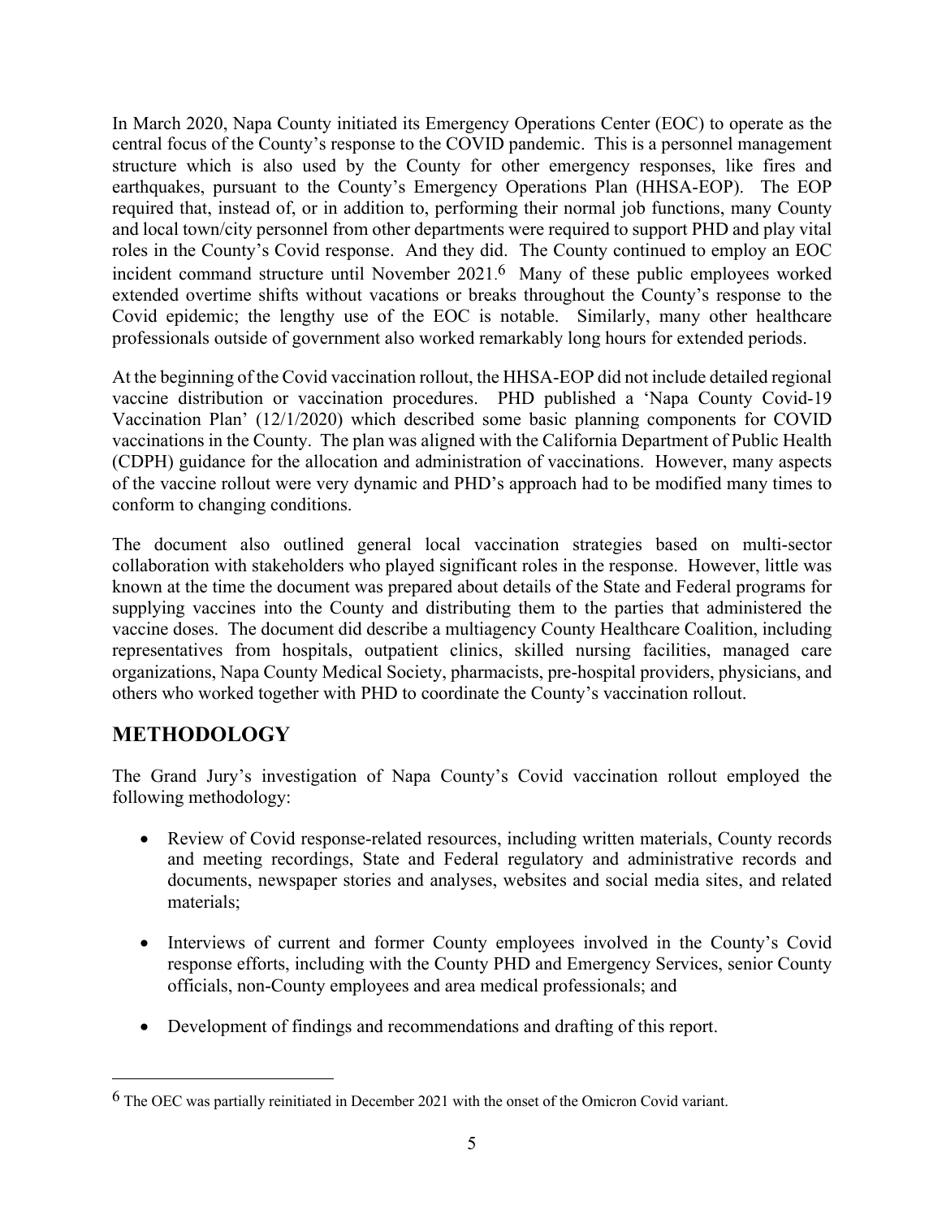In March 2020, Napa County initiated its Emergency Operations Center (EOC) to operate as the central focus of the County's response to the COVID pandemic. This is a personnel management structure which is also used by the County for other emergency responses, like fires and earthquakes, pursuant to the County's Emergency Operations Plan (HHSA-EOP). The EOP required that, instead of, or in addition to, performing their normal job functions, many County and local town/city personnel from other departments were required to support PHD and play vital roles in the County's Covid response. And they did. The County continued to employ an EOC incident command structure until November 2021.[6] Many of these public employees worked extended overtime shifts without vacations or breaks throughout the County's response to the Covid epidemic; the lengthy use of the EOC is notable. Similarly, many other healthcare professionals outside of government also worked remarkably long hours for extended periods.

At the beginning of the Covid vaccination rollout, the HHSA-EOP did not include detailed regional vaccine distribution or vaccination procedures. PHD published a 'Napa County Covid-19 Vaccination Plan' (12/1/2020) which described some basic planning components for COVID vaccinations in the County. The plan was aligned with the California Department of Public Health (CDPH) guidance for the allocation and administration of vaccinations. However, many aspects of the vaccine rollout were very dynamic and PHD's approach had to be modified many times to conform to changing conditions.

The document also outlined general local vaccination strategies based on multi-sector collaboration with stakeholders who played significant roles in the response. However, little was known at the time the document was prepared about details of the State and Federal programs for supplying vaccines into the County and distributing them to the parties that administered the vaccine doses. The document did describe a multiagency County Healthcare Coalition, including representatives from hospitals, outpatient clinics, skilled nursing facilities, managed care organizations, Napa County Medical Society, pharmacists, pre-hospital providers, physicians, and others who worked together with PHD to coordinate the County's vaccination rollout.

## METHODOLOGY

The Grand Jury's investigation of Napa County's Covid vaccination rollout employed the following methodology:

- Review of Covid response-related resources, including written materials, County records and meeting recordings, State and Federal regulatory and administrative records and documents, newspaper stories and analyses, websites and social media sites, and related materials;
- Interviews of current and former County employees involved in the County's Covid response efforts, including with the County PHD and Emergency Services, senior County officials, non-County employees and area medical professionals; and
- Development of findings and recommendations and drafting of this report.

---

[6] The OEC was partially reinitiated in December 2021 with the onset of the Omicron Covid variant.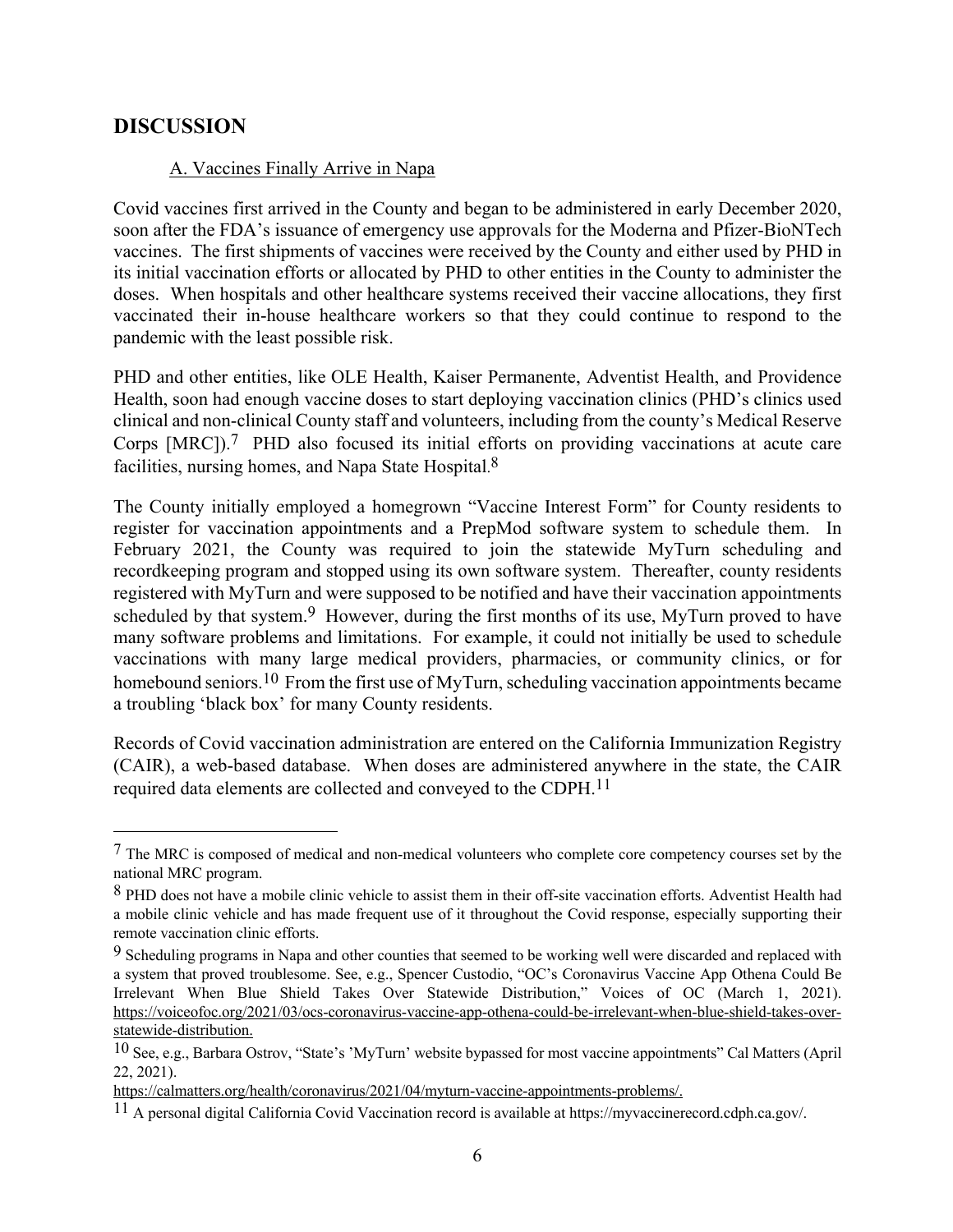## DISCUSSION

### A. Vaccines Finally Arrive in Napa

Covid vaccines first arrived in the County and began to be administered in early December 2020, soon after the FDA's issuance of emergency use approvals for the Moderna and Pfizer-BioNTech vaccines. The first shipments of vaccines were received by the County and either used by PHD in its initial vaccination efforts or allocated by PHD to other entities in the County to administer the doses. When hospitals and other healthcare systems received their vaccine allocations, they first vaccinated their in-house healthcare workers so that they could continue to respond to the pandemic with the least possible risk.

PHD and other entities, like OLE Health, Kaiser Permanente, Adventist Health, and Providence Health, soon had enough vaccine doses to start deploying vaccination clinics (PHD's clinics used clinical and non-clinical County staff and volunteers, including from the county's Medical Reserve Corps [MRC]).[7] PHD also focused its initial efforts on providing vaccinations at acute care facilities, nursing homes, and Napa State Hospital.[8]

The County initially employed a homegrown "Vaccine Interest Form" for County residents to register for vaccination appointments and a PrepMod software system to schedule them. In February 2021, the County was required to join the statewide MyTurn scheduling and recordkeeping program and stopped using its own software system. Thereafter, county residents registered with MyTurn and were supposed to be notified and have their vaccination appointments scheduled by that system.[9] However, during the first months of its use, MyTurn proved to have many software problems and limitations. For example, it could not initially be used to schedule vaccinations with many large medical providers, pharmacies, or community clinics, or for homebound seniors.[10] From the first use of MyTurn, scheduling vaccination appointments became a troubling 'black box' for many County residents.

Records of Covid vaccination administration are entered on the California Immunization Registry (CAIR), a web-based database. When doses are administered anywhere in the state, the CAIR required data elements are collected and conveyed to the CDPH.[11]

---

[7] The MRC is composed of medical and non-medical volunteers who complete core competency courses set by the national MRC program.

[8] PHD does not have a mobile clinic vehicle to assist them in their off-site vaccination efforts. Adventist Health had a mobile clinic vehicle and has made frequent use of it throughout the Covid response, especially supporting their remote vaccination clinic efforts.

[9] Scheduling programs in Napa and other counties that seemed to be working well were discarded and replaced with a system that proved troublesome. See, e.g., Spencer Custodio, "OC's Coronavirus Vaccine App Othena Could Be Irrelevant When Blue Shield Takes Over Statewide Distribution," Voices of OC (March 1, 2021). https://voiceofoc.org/2021/03/ocs-coronavirus-vaccine-app-othena-could-be-irrelevant-when-blue-shield-takes-over-statewide-distribution.

[10] See, e.g., Barbara Ostrov, "State's 'MyTurn' website bypassed for most vaccine appointments" Cal Matters (April 22, 2021). https://calmatters.org/health/coronavirus/2021/04/myturn-vaccine-appointments-problems/.

[11] A personal digital California Covid Vaccination record is available at https://myvaccinerecord.cdph.ca.gov/.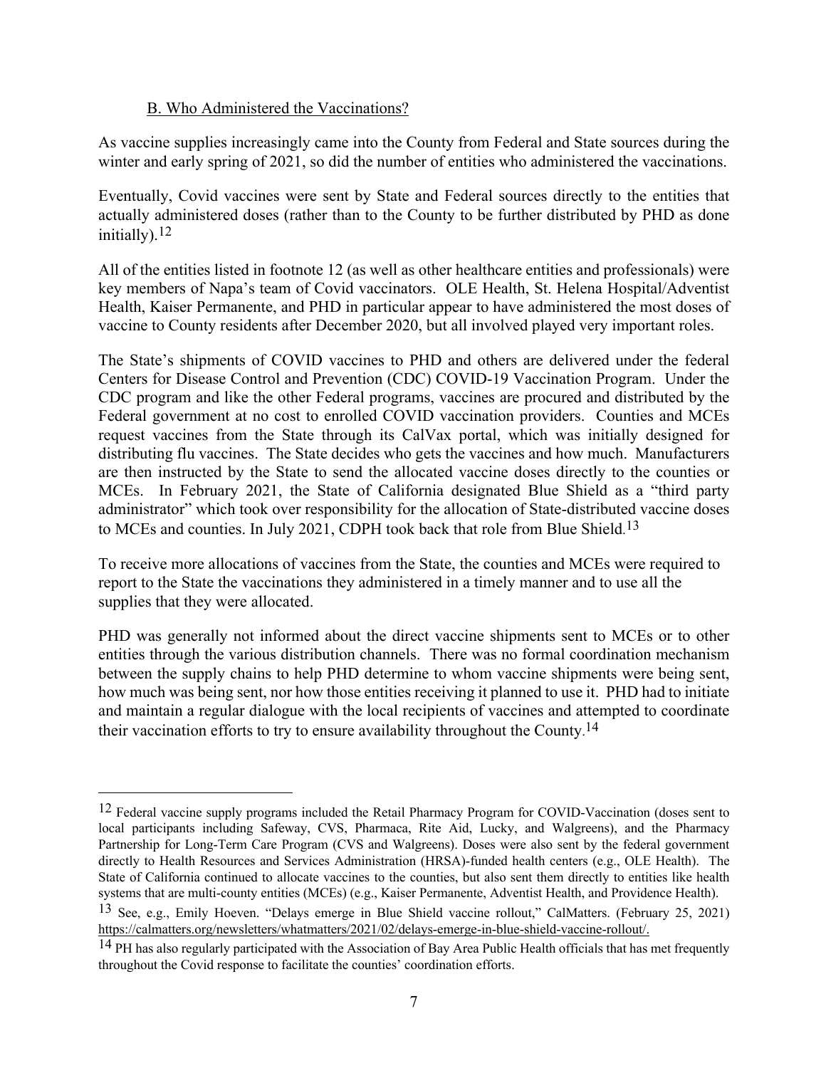### B. Who Administered the Vaccinations?

As vaccine supplies increasingly came into the County from Federal and State sources during the winter and early spring of 2021, so did the number of entities who administered the vaccinations.

Eventually, Covid vaccines were sent by State and Federal sources directly to the entities that actually administered doses (rather than to the County to be further distributed by PHD as done initially).[12]

All of the entities listed in footnote 12 (as well as other healthcare entities and professionals) were key members of Napa's team of Covid vaccinators. OLE Health, St. Helena Hospital/Adventist Health, Kaiser Permanente, and PHD in particular appear to have administered the most doses of vaccine to County residents after December 2020, but all involved played very important roles.

The State's shipments of COVID vaccines to PHD and others are delivered under the federal Centers for Disease Control and Prevention (CDC) COVID-19 Vaccination Program. Under the CDC program and like the other Federal programs, vaccines are procured and distributed by the Federal government at no cost to enrolled COVID vaccination providers. Counties and MCEs request vaccines from the State through its CalVax portal, which was initially designed for distributing flu vaccines. The State decides who gets the vaccines and how much. Manufacturers are then instructed by the State to send the allocated vaccine doses directly to the counties or MCEs. In February 2021, the State of California designated Blue Shield as a "third party administrator" which took over responsibility for the allocation of State-distributed vaccine doses to MCEs and counties. In July 2021, CDPH took back that role from Blue Shield.[13]

To receive more allocations of vaccines from the State, the counties and MCEs were required to report to the State the vaccinations they administered in a timely manner and to use all the supplies that they were allocated.

PHD was generally not informed about the direct vaccine shipments sent to MCEs or to other entities through the various distribution channels. There was no formal coordination mechanism between the supply chains to help PHD determine to whom vaccine shipments were being sent, how much was being sent, nor how those entities receiving it planned to use it. PHD had to initiate and maintain a regular dialogue with the local recipients of vaccines and attempted to coordinate their vaccination efforts to try to ensure availability throughout the County.[14]

---

[12] Federal vaccine supply programs included the Retail Pharmacy Program for COVID-Vaccination (doses sent to local participants including Safeway, CVS, Pharmaca, Rite Aid, Lucky, and Walgreens), and the Pharmacy Partnership for Long-Term Care Program (CVS and Walgreens). Doses were also sent by the federal government directly to Health Resources and Services Administration (HRSA)-funded health centers (e.g., OLE Health). The State of California continued to allocate vaccines to the counties, but also sent them directly to entities like health systems that are multi-county entities (MCEs) (e.g., Kaiser Permanente, Adventist Health, and Providence Health).

[13] See, e.g., Emily Hoeven. "Delays emerge in Blue Shield vaccine rollout," CalMatters. (February 25, 2021) https://calmatters.org/newsletters/whatmatters/2021/02/delays-emerge-in-blue-shield-vaccine-rollout/.

[14] PH has also regularly participated with the Association of Bay Area Public Health officials that has met frequently throughout the Covid response to facilitate the counties' coordination efforts.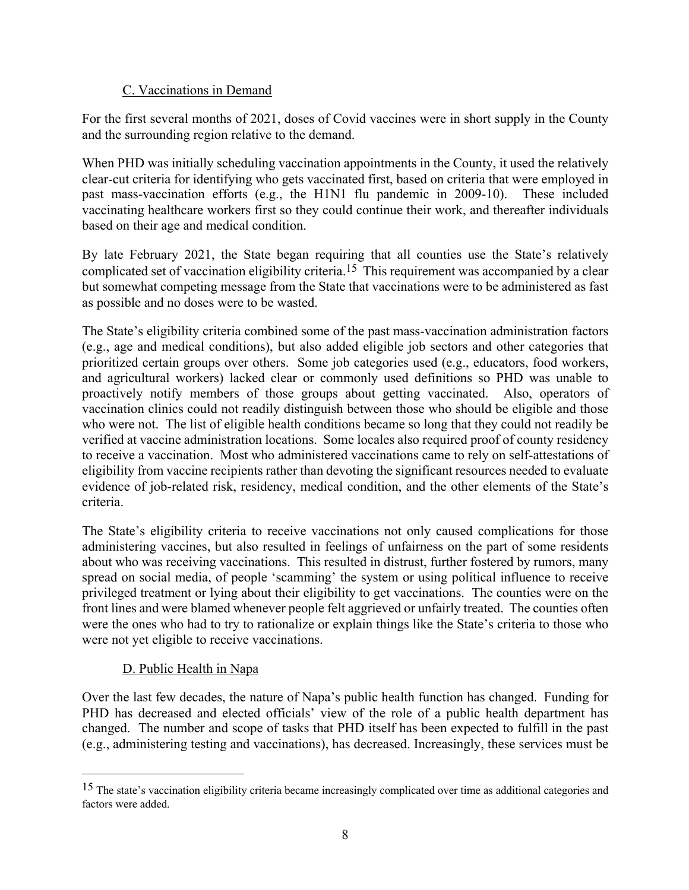### C. Vaccinations in Demand

For the first several months of 2021, doses of Covid vaccines were in short supply in the County and the surrounding region relative to the demand.

When PHD was initially scheduling vaccination appointments in the County, it used the relatively clear-cut criteria for identifying who gets vaccinated first, based on criteria that were employed in past mass-vaccination efforts (e.g., the H1N1 flu pandemic in 2009-10). These included vaccinating healthcare workers first so they could continue their work, and thereafter individuals based on their age and medical condition.

By late February 2021, the State began requiring that all counties use the State's relatively complicated set of vaccination eligibility criteria.[15] This requirement was accompanied by a clear but somewhat competing message from the State that vaccinations were to be administered as fast as possible and no doses were to be wasted.

The State's eligibility criteria combined some of the past mass-vaccination administration factors (e.g., age and medical conditions), but also added eligible job sectors and other categories that prioritized certain groups over others. Some job categories used (e.g., educators, food workers, and agricultural workers) lacked clear or commonly used definitions so PHD was unable to proactively notify members of those groups about getting vaccinated. Also, operators of vaccination clinics could not readily distinguish between those who should be eligible and those who were not. The list of eligible health conditions became so long that they could not readily be verified at vaccine administration locations. Some locales also required proof of county residency to receive a vaccination. Most who administered vaccinations came to rely on self-attestations of eligibility from vaccine recipients rather than devoting the significant resources needed to evaluate evidence of job-related risk, residency, medical condition, and the other elements of the State's criteria.

The State's eligibility criteria to receive vaccinations not only caused complications for those administering vaccines, but also resulted in feelings of unfairness on the part of some residents about who was receiving vaccinations. This resulted in distrust, further fostered by rumors, many spread on social media, of people 'scamming' the system or using political influence to receive privileged treatment or lying about their eligibility to get vaccinations. The counties were on the front lines and were blamed whenever people felt aggrieved or unfairly treated. The counties often were the ones who had to try to rationalize or explain things like the State's criteria to those who were not yet eligible to receive vaccinations.

### D. Public Health in Napa

Over the last few decades, the nature of Napa's public health function has changed. Funding for PHD has decreased and elected officials' view of the role of a public health department has changed. The number and scope of tasks that PHD itself has been expected to fulfill in the past (e.g., administering testing and vaccinations), has decreased. Increasingly, these services must be

[15] The state's vaccination eligibility criteria became increasingly complicated over time as additional categories and factors were added.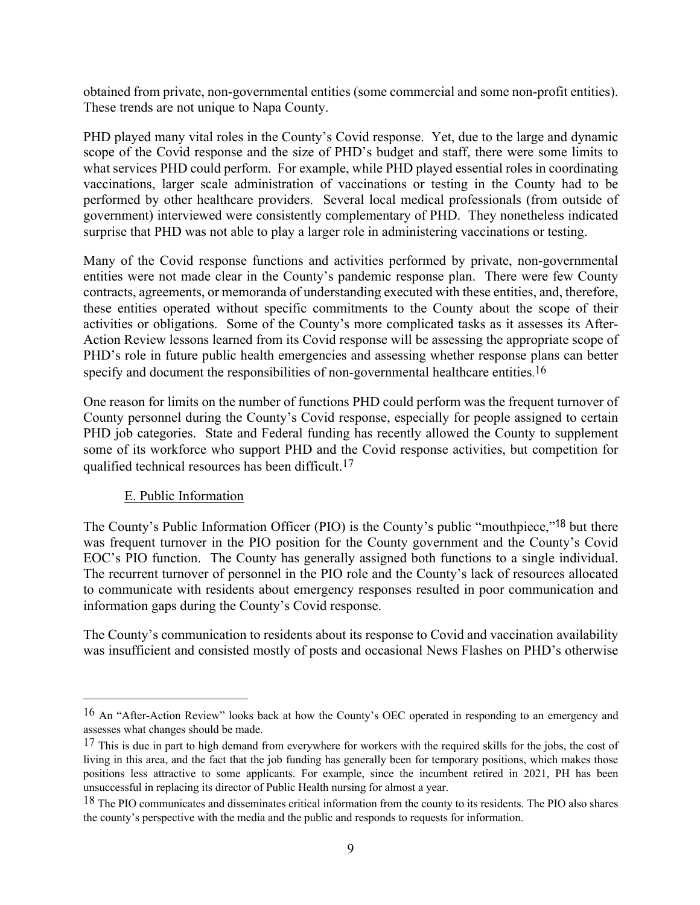obtained from private, non-governmental entities (some commercial and some non-profit entities). These trends are not unique to Napa County.

PHD played many vital roles in the County's Covid response. Yet, due to the large and dynamic scope of the Covid response and the size of PHD's budget and staff, there were some limits to what services PHD could perform. For example, while PHD played essential roles in coordinating vaccinations, larger scale administration of vaccinations or testing in the County had to be performed by other healthcare providers. Several local medical professionals (from outside of government) interviewed were consistently complementary of PHD. They nonetheless indicated surprise that PHD was not able to play a larger role in administering vaccinations or testing.

Many of the Covid response functions and activities performed by private, non-governmental entities were not made clear in the County's pandemic response plan. There were few County contracts, agreements, or memoranda of understanding executed with these entities, and, therefore, these entities operated without specific commitments to the County about the scope of their activities or obligations. Some of the County's more complicated tasks as it assesses its After-Action Review lessons learned from its Covid response will be assessing the appropriate scope of PHD's role in future public health emergencies and assessing whether response plans can better specify and document the responsibilities of non-governmental healthcare entities.[16]

One reason for limits on the number of functions PHD could perform was the frequent turnover of County personnel during the County's Covid response, especially for people assigned to certain PHD job categories. State and Federal funding has recently allowed the County to supplement some of its workforce who support PHD and the Covid response activities, but competition for qualified technical resources has been difficult.[17]

### E. Public Information

The County's Public Information Officer (PIO) is the County's public "mouthpiece,"[18] but there was frequent turnover in the PIO position for the County government and the County's Covid EOC's PIO function. The County has generally assigned both functions to a single individual. The recurrent turnover of personnel in the PIO role and the County's lack of resources allocated to communicate with residents about emergency responses resulted in poor communication and information gaps during the County's Covid response.

The County's communication to residents about its response to Covid and vaccination availability was insufficient and consisted mostly of posts and occasional News Flashes on PHD's otherwise

---

[16] An "After-Action Review" looks back at how the County's OEC operated in responding to an emergency and assesses what changes should be made.

[17] This is due in part to high demand from everywhere for workers with the required skills for the jobs, the cost of living in this area, and the fact that the job funding has generally been for temporary positions, which makes those positions less attractive to some applicants. For example, since the incumbent retired in 2021, PH has been unsuccessful in replacing its director of Public Health nursing for almost a year.

[18] The PIO communicates and disseminates critical information from the county to its residents. The PIO also shares the county's perspective with the media and the public and responds to requests for information.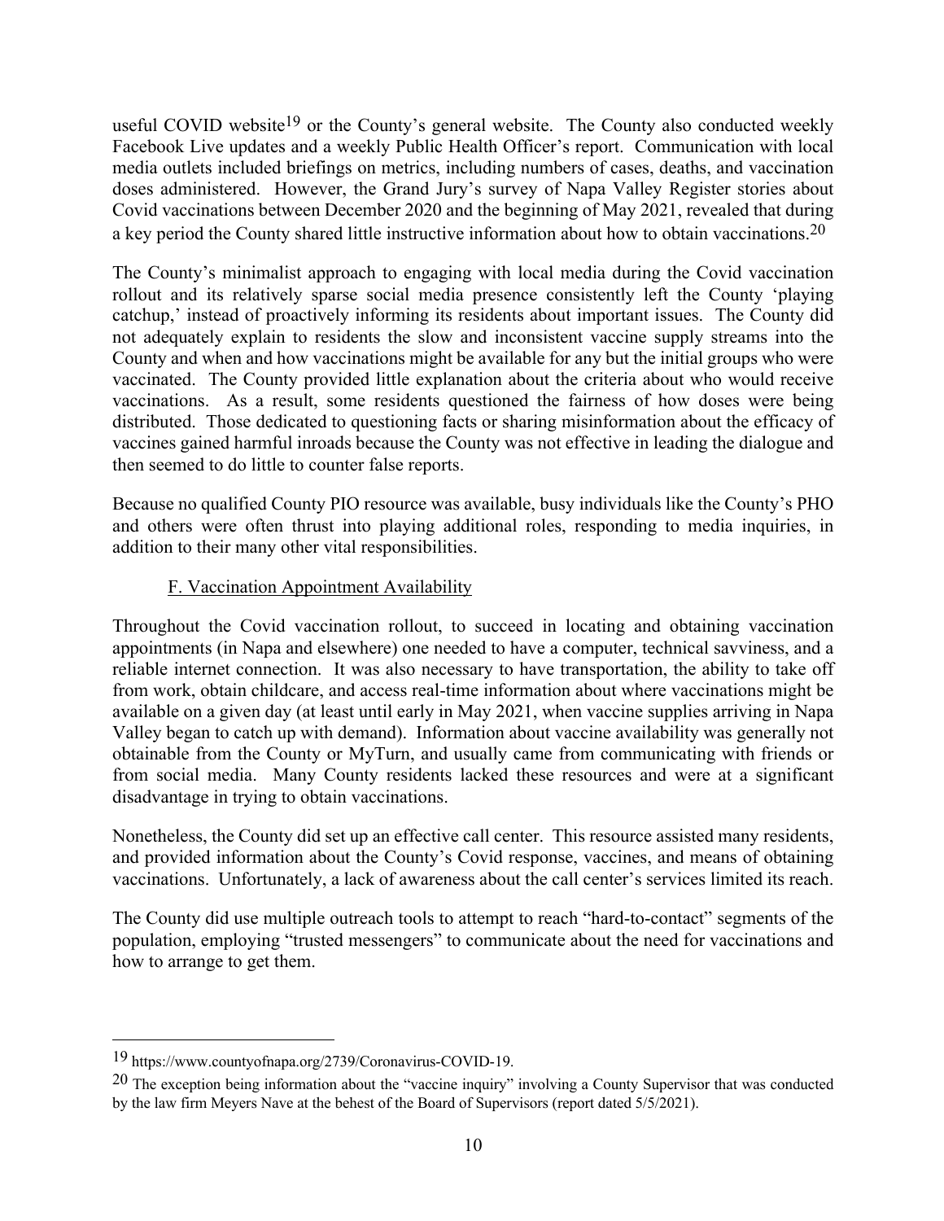useful COVID website[19] or the County's general website. The County also conducted weekly Facebook Live updates and a weekly Public Health Officer's report. Communication with local media outlets included briefings on metrics, including numbers of cases, deaths, and vaccination doses administered. However, the Grand Jury's survey of Napa Valley Register stories about Covid vaccinations between December 2020 and the beginning of May 2021, revealed that during a key period the County shared little instructive information about how to obtain vaccinations.[20]

The County's minimalist approach to engaging with local media during the Covid vaccination rollout and its relatively sparse social media presence consistently left the County 'playing catchup,' instead of proactively informing its residents about important issues. The County did not adequately explain to residents the slow and inconsistent vaccine supply streams into the County and when and how vaccinations might be available for any but the initial groups who were vaccinated. The County provided little explanation about the criteria about who would receive vaccinations. As a result, some residents questioned the fairness of how doses were being distributed. Those dedicated to questioning facts or sharing misinformation about the efficacy of vaccines gained harmful inroads because the County was not effective in leading the dialogue and then seemed to do little to counter false reports.

Because no qualified County PIO resource was available, busy individuals like the County's PHO and others were often thrust into playing additional roles, responding to media inquiries, in addition to their many other vital responsibilities.

### F. Vaccination Appointment Availability

Throughout the Covid vaccination rollout, to succeed in locating and obtaining vaccination appointments (in Napa and elsewhere) one needed to have a computer, technical savviness, and a reliable internet connection. It was also necessary to have transportation, the ability to take off from work, obtain childcare, and access real-time information about where vaccinations might be available on a given day (at least until early in May 2021, when vaccine supplies arriving in Napa Valley began to catch up with demand). Information about vaccine availability was generally not obtainable from the County or MyTurn, and usually came from communicating with friends or from social media. Many County residents lacked these resources and were at a significant disadvantage in trying to obtain vaccinations.

Nonetheless, the County did set up an effective call center. This resource assisted many residents, and provided information about the County's Covid response, vaccines, and means of obtaining vaccinations. Unfortunately, a lack of awareness about the call center's services limited its reach.

The County did use multiple outreach tools to attempt to reach "hard-to-contact" segments of the population, employing "trusted messengers" to communicate about the need for vaccinations and how to arrange to get them.

---

[19] https://www.countyofnapa.org/2739/Coronavirus-COVID-19.

[20] The exception being information about the "vaccine inquiry" involving a County Supervisor that was conducted by the law firm Meyers Nave at the behest of the Board of Supervisors (report dated 5/5/2021).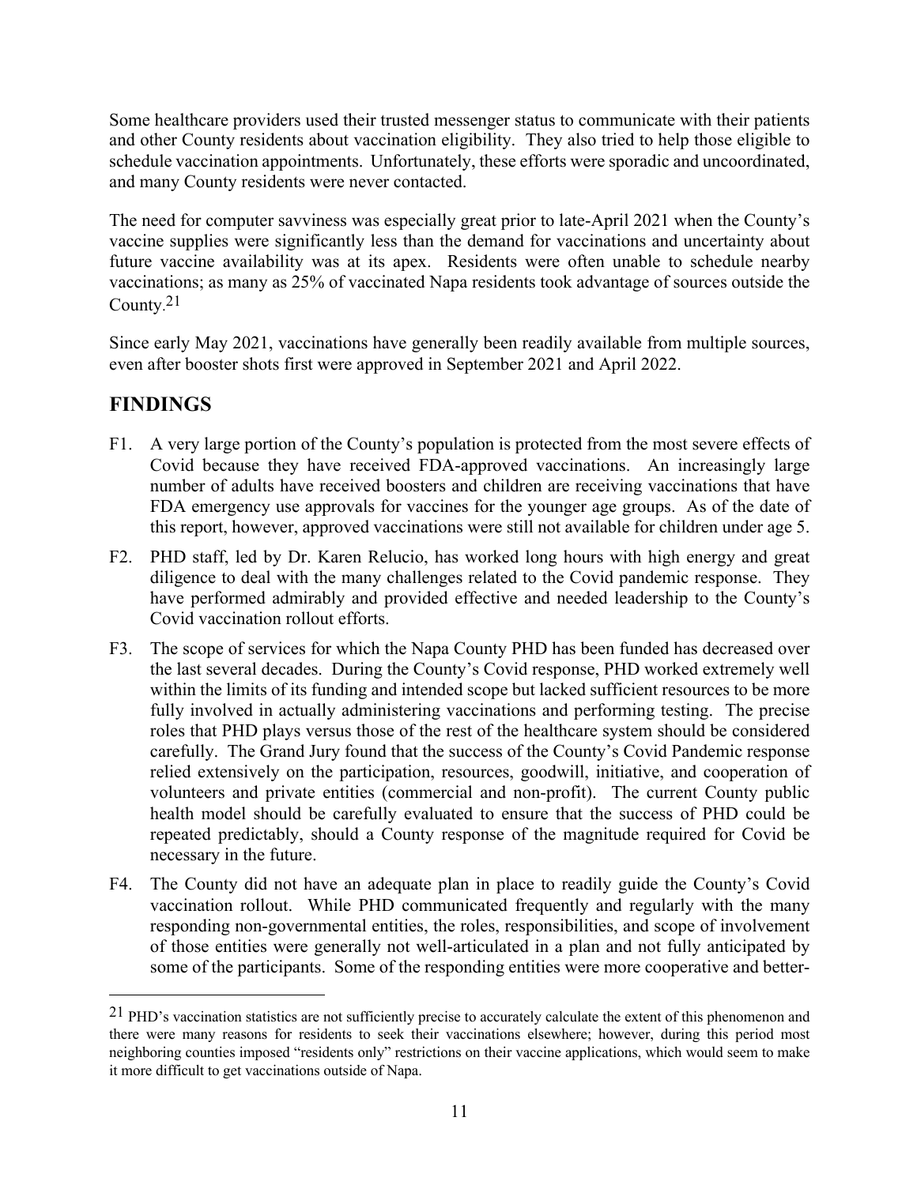Some healthcare providers used their trusted messenger status to communicate with their patients and other County residents about vaccination eligibility. They also tried to help those eligible to schedule vaccination appointments. Unfortunately, these efforts were sporadic and uncoordinated, and many County residents were never contacted.

The need for computer savviness was especially great prior to late-April 2021 when the County's vaccine supplies were significantly less than the demand for vaccinations and uncertainty about future vaccine availability was at its apex. Residents were often unable to schedule nearby vaccinations; as many as 25% of vaccinated Napa residents took advantage of sources outside the County.[21]

Since early May 2021, vaccinations have generally been readily available from multiple sources, even after booster shots first were approved in September 2021 and April 2022.

## FINDINGS

F1. A very large portion of the County's population is protected from the most severe effects of Covid because they have received FDA-approved vaccinations. An increasingly large number of adults have received boosters and children are receiving vaccinations that have FDA emergency use approvals for vaccines for the younger age groups. As of the date of this report, however, approved vaccinations were still not available for children under age 5.

F2. PHD staff, led by Dr. Karen Relucio, has worked long hours with high energy and great diligence to deal with the many challenges related to the Covid pandemic response. They have performed admirably and provided effective and needed leadership to the County's Covid vaccination rollout efforts.

F3. The scope of services for which the Napa County PHD has been funded has decreased over the last several decades. During the County's Covid response, PHD worked extremely well within the limits of its funding and intended scope but lacked sufficient resources to be more fully involved in actually administering vaccinations and performing testing. The precise roles that PHD plays versus those of the rest of the healthcare system should be considered carefully. The Grand Jury found that the success of the County's Covid Pandemic response relied extensively on the participation, resources, goodwill, initiative, and cooperation of volunteers and private entities (commercial and non-profit). The current County public health model should be carefully evaluated to ensure that the success of PHD could be repeated predictably, should a County response of the magnitude required for Covid be necessary in the future.

F4. The County did not have an adequate plan in place to readily guide the County's Covid vaccination rollout. While PHD communicated frequently and regularly with the many responding non-governmental entities, the roles, responsibilities, and scope of involvement of those entities were generally not well-articulated in a plan and not fully anticipated by some of the participants. Some of the responding entities were more cooperative and better-

---

[21] PHD's vaccination statistics are not sufficiently precise to accurately calculate the extent of this phenomenon and there were many reasons for residents to seek their vaccinations elsewhere; however, during this period most neighboring counties imposed "residents only" restrictions on their vaccine applications, which would seem to make it more difficult to get vaccinations outside of Napa.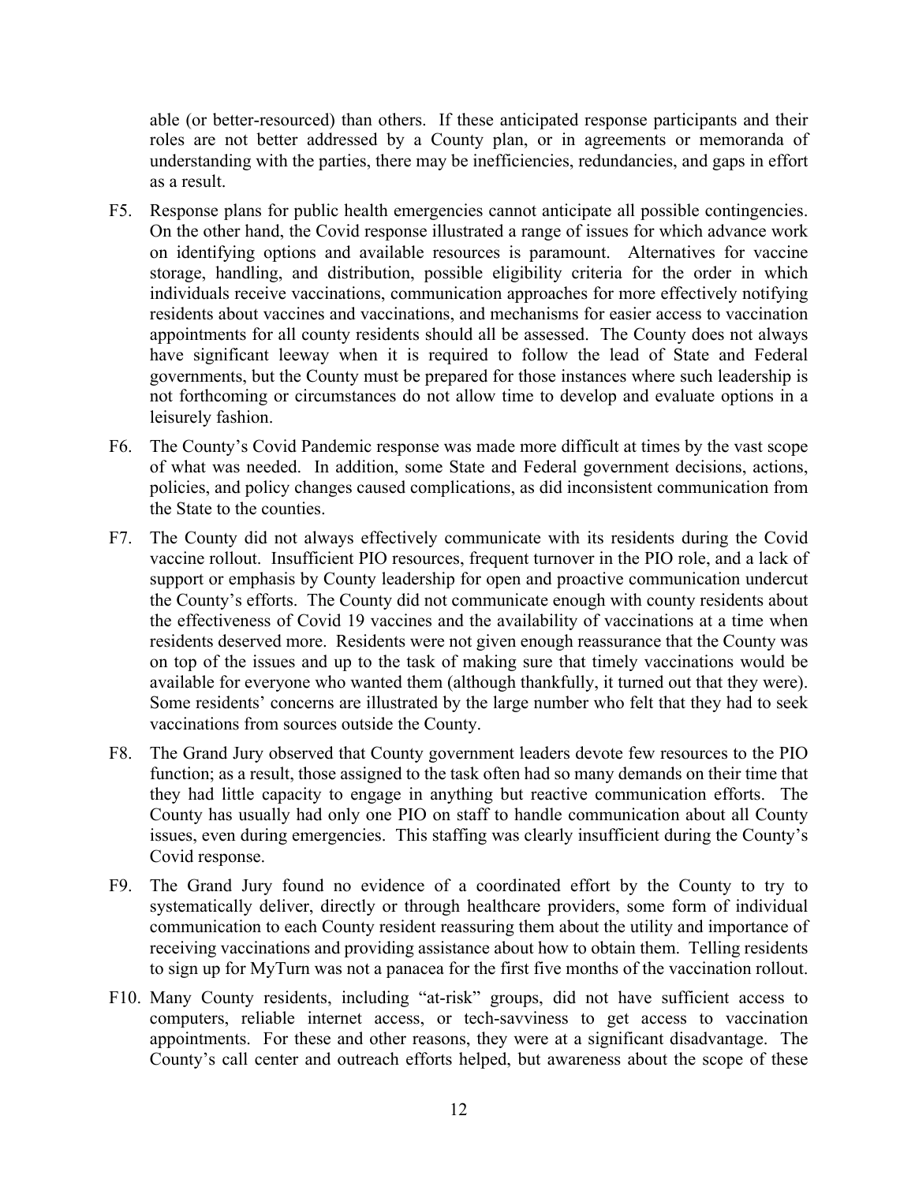able (or better-resourced) than others. If these anticipated response participants and their roles are not better addressed by a County plan, or in agreements or memoranda of understanding with the parties, there may be inefficiencies, redundancies, and gaps in effort as a result.

F5. Response plans for public health emergencies cannot anticipate all possible contingencies. On the other hand, the Covid response illustrated a range of issues for which advance work on identifying options and available resources is paramount. Alternatives for vaccine storage, handling, and distribution, possible eligibility criteria for the order in which individuals receive vaccinations, communication approaches for more effectively notifying residents about vaccines and vaccinations, and mechanisms for easier access to vaccination appointments for all county residents should all be assessed. The County does not always have significant leeway when it is required to follow the lead of State and Federal governments, but the County must be prepared for those instances where such leadership is not forthcoming or circumstances do not allow time to develop and evaluate options in a leisurely fashion.

F6. The County's Covid Pandemic response was made more difficult at times by the vast scope of what was needed. In addition, some State and Federal government decisions, actions, policies, and policy changes caused complications, as did inconsistent communication from the State to the counties.

F7. The County did not always effectively communicate with its residents during the Covid vaccine rollout. Insufficient PIO resources, frequent turnover in the PIO role, and a lack of support or emphasis by County leadership for open and proactive communication undercut the County's efforts. The County did not communicate enough with county residents about the effectiveness of Covid 19 vaccines and the availability of vaccinations at a time when residents deserved more. Residents were not given enough reassurance that the County was on top of the issues and up to the task of making sure that timely vaccinations would be available for everyone who wanted them (although thankfully, it turned out that they were). Some residents' concerns are illustrated by the large number who felt that they had to seek vaccinations from sources outside the County.

F8. The Grand Jury observed that County government leaders devote few resources to the PIO function; as a result, those assigned to the task often had so many demands on their time that they had little capacity to engage in anything but reactive communication efforts. The County has usually had only one PIO on staff to handle communication about all County issues, even during emergencies. This staffing was clearly insufficient during the County's Covid response.

F9. The Grand Jury found no evidence of a coordinated effort by the County to try to systematically deliver, directly or through healthcare providers, some form of individual communication to each County resident reassuring them about the utility and importance of receiving vaccinations and providing assistance about how to obtain them. Telling residents to sign up for MyTurn was not a panacea for the first five months of the vaccination rollout.

F10. Many County residents, including "at-risk" groups, did not have sufficient access to computers, reliable internet access, or tech-savviness to get access to vaccination appointments. For these and other reasons, they were at a significant disadvantage. The County's call center and outreach efforts helped, but awareness about the scope of these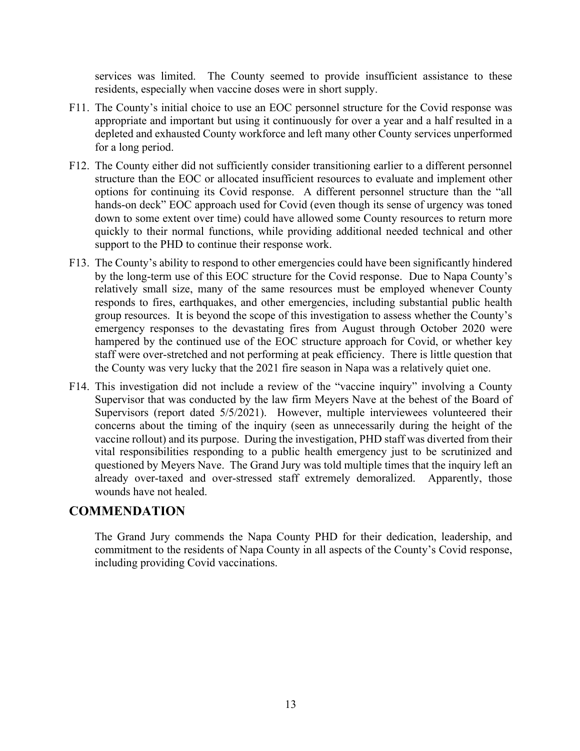services was limited. The County seemed to provide insufficient assistance to these residents, especially when vaccine doses were in short supply.

F11. The County's initial choice to use an EOC personnel structure for the Covid response was appropriate and important but using it continuously for over a year and a half resulted in a depleted and exhausted County workforce and left many other County services unperformed for a long period.

F12. The County either did not sufficiently consider transitioning earlier to a different personnel structure than the EOC or allocated insufficient resources to evaluate and implement other options for continuing its Covid response. A different personnel structure than the "all hands-on deck" EOC approach used for Covid (even though its sense of urgency was toned down to some extent over time) could have allowed some County resources to return more quickly to their normal functions, while providing additional needed technical and other support to the PHD to continue their response work.

F13. The County's ability to respond to other emergencies could have been significantly hindered by the long-term use of this EOC structure for the Covid response. Due to Napa County's relatively small size, many of the same resources must be employed whenever County responds to fires, earthquakes, and other emergencies, including substantial public health group resources. It is beyond the scope of this investigation to assess whether the County's emergency responses to the devastating fires from August through October 2020 were hampered by the continued use of the EOC structure approach for Covid, or whether key staff were over-stretched and not performing at peak efficiency. There is little question that the County was very lucky that the 2021 fire season in Napa was a relatively quiet one.

F14. This investigation did not include a review of the "vaccine inquiry" involving a County Supervisor that was conducted by the law firm Meyers Nave at the behest of the Board of Supervisors (report dated 5/5/2021). However, multiple interviewees volunteered their concerns about the timing of the inquiry (seen as unnecessarily during the height of the vaccine rollout) and its purpose. During the investigation, PHD staff was diverted from their vital responsibilities responding to a public health emergency just to be scrutinized and questioned by Meyers Nave. The Grand Jury was told multiple times that the inquiry left an already over-taxed and over-stressed staff extremely demoralized. Apparently, those wounds have not healed.

## COMMENDATION

The Grand Jury commends the Napa County PHD for their dedication, leadership, and commitment to the residents of Napa County in all aspects of the County's Covid response, including providing Covid vaccinations.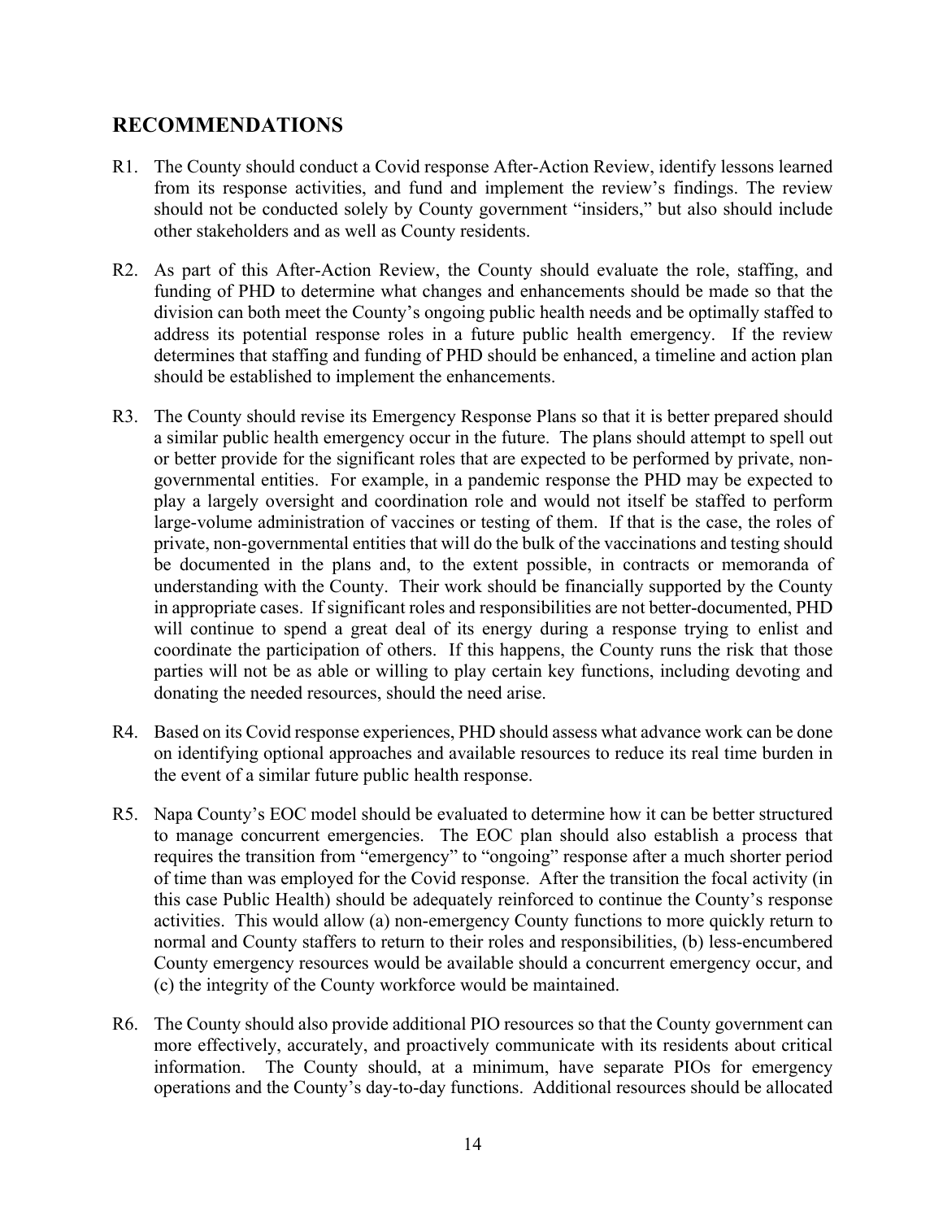## RECOMMENDATIONS

R1. The County should conduct a Covid response After-Action Review, identify lessons learned from its response activities, and fund and implement the review's findings. The review should not be conducted solely by County government "insiders," but also should include other stakeholders and as well as County residents.

R2. As part of this After-Action Review, the County should evaluate the role, staffing, and funding of PHD to determine what changes and enhancements should be made so that the division can both meet the County's ongoing public health needs and be optimally staffed to address its potential response roles in a future public health emergency. If the review determines that staffing and funding of PHD should be enhanced, a timeline and action plan should be established to implement the enhancements.

R3. The County should revise its Emergency Response Plans so that it is better prepared should a similar public health emergency occur in the future. The plans should attempt to spell out or better provide for the significant roles that are expected to be performed by private, non-governmental entities. For example, in a pandemic response the PHD may be expected to play a largely oversight and coordination role and would not itself be staffed to perform large-volume administration of vaccines or testing of them. If that is the case, the roles of private, non-governmental entities that will do the bulk of the vaccinations and testing should be documented in the plans and, to the extent possible, in contracts or memoranda of understanding with the County. Their work should be financially supported by the County in appropriate cases. If significant roles and responsibilities are not better-documented, PHD will continue to spend a great deal of its energy during a response trying to enlist and coordinate the participation of others. If this happens, the County runs the risk that those parties will not be as able or willing to play certain key functions, including devoting and donating the needed resources, should the need arise.

R4. Based on its Covid response experiences, PHD should assess what advance work can be done on identifying optional approaches and available resources to reduce its real time burden in the event of a similar future public health response.

R5. Napa County's EOC model should be evaluated to determine how it can be better structured to manage concurrent emergencies. The EOC plan should also establish a process that requires the transition from "emergency" to "ongoing" response after a much shorter period of time than was employed for the Covid response. After the transition the focal activity (in this case Public Health) should be adequately reinforced to continue the County's response activities. This would allow (a) non-emergency County functions to more quickly return to normal and County staffers to return to their roles and responsibilities, (b) less-encumbered County emergency resources would be available should a concurrent emergency occur, and (c) the integrity of the County workforce would be maintained.

R6. The County should also provide additional PIO resources so that the County government can more effectively, accurately, and proactively communicate with its residents about critical information. The County should, at a minimum, have separate PIOs for emergency operations and the County's day-to-day functions. Additional resources should be allocated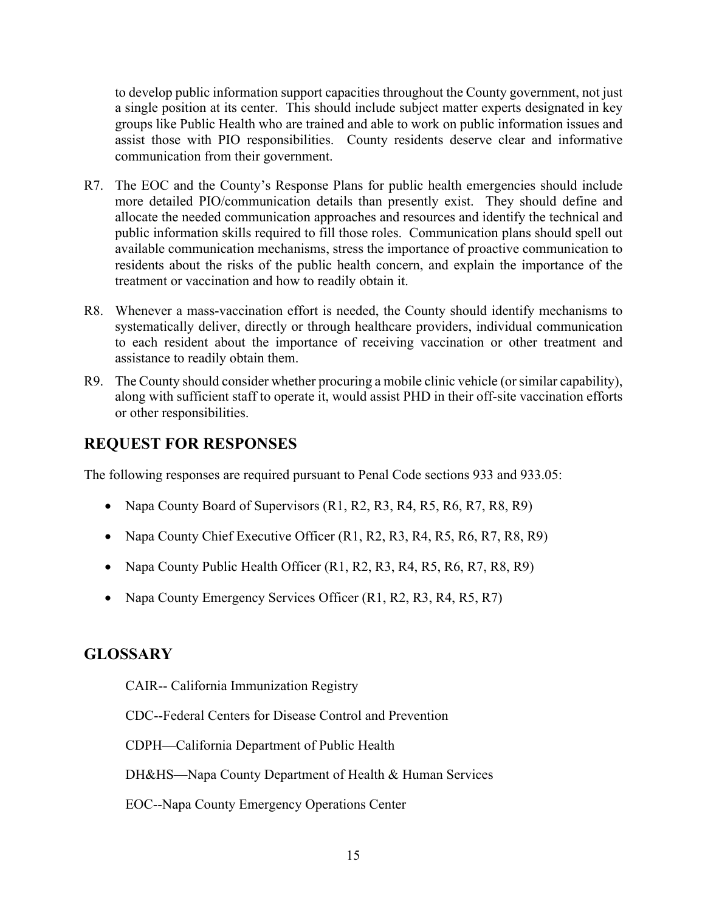to develop public information support capacities throughout the County government, not just a single position at its center. This should include subject matter experts designated in key groups like Public Health who are trained and able to work on public information issues and assist those with PIO responsibilities. County residents deserve clear and informative communication from their government.

R7. The EOC and the County's Response Plans for public health emergencies should include more detailed PIO/communication details than presently exist. They should define and allocate the needed communication approaches and resources and identify the technical and public information skills required to fill those roles. Communication plans should spell out available communication mechanisms, stress the importance of proactive communication to residents about the risks of the public health concern, and explain the importance of the treatment or vaccination and how to readily obtain it.

R8. Whenever a mass-vaccination effort is needed, the County should identify mechanisms to systematically deliver, directly or through healthcare providers, individual communication to each resident about the importance of receiving vaccination or other treatment and assistance to readily obtain them.

R9. The County should consider whether procuring a mobile clinic vehicle (or similar capability), along with sufficient staff to operate it, would assist PHD in their off-site vaccination efforts or other responsibilities.

## REQUEST FOR RESPONSES

The following responses are required pursuant to Penal Code sections 933 and 933.05:

- Napa County Board of Supervisors (R1, R2, R3, R4, R5, R6, R7, R8, R9)
- Napa County Chief Executive Officer (R1, R2, R3, R4, R5, R6, R7, R8, R9)
- Napa County Public Health Officer (R1, R2, R3, R4, R5, R6, R7, R8, R9)
- Napa County Emergency Services Officer (R1, R2, R3, R4, R5, R7)

## GLOSSARY

CAIR-- California Immunization Registry

CDC--Federal Centers for Disease Control and Prevention

CDPH—California Department of Public Health

DH&HS—Napa County Department of Health & Human Services

EOC--Napa County Emergency Operations Center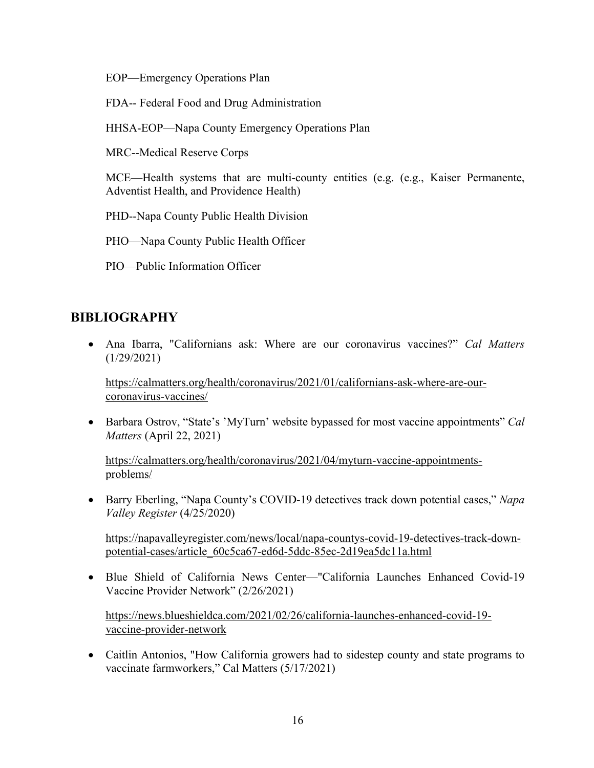EOP—Emergency Operations Plan

FDA-- Federal Food and Drug Administration

HHSA-EOP—Napa County Emergency Operations Plan

MRC--Medical Reserve Corps

MCE—Health systems that are multi-county entities (e.g. (e.g., Kaiser Permanente, Adventist Health, and Providence Health)

PHD--Napa County Public Health Division

PHO—Napa County Public Health Officer

PIO—Public Information Officer

## BIBLIOGRAPHY

- Ana Ibarra, "Californians ask: Where are our coronavirus vaccines?" *Cal Matters* (1/29/2021)

  https://calmatters.org/health/coronavirus/2021/01/californians-ask-where-are-our-coronavirus-vaccines/

- Barbara Ostrov, "State's 'MyTurn' website bypassed for most vaccine appointments" *Cal Matters* (April 22, 2021)

  https://calmatters.org/health/coronavirus/2021/04/myturn-vaccine-appointments-problems/

- Barry Eberling, "Napa County's COVID-19 detectives track down potential cases," *Napa Valley Register* (4/25/2020)

  https://napavalleyregister.com/news/local/napa-countys-covid-19-detectives-track-down-potential-cases/article_60c5ca67-ed6d-5ddc-85ec-2d19ea5dc11a.html

- Blue Shield of California News Center—"California Launches Enhanced Covid-19 Vaccine Provider Network" (2/26/2021)

  https://news.blueshieldca.com/2021/02/26/california-launches-enhanced-covid-19-vaccine-provider-network

- Caitlin Antonios, "How California growers had to sidestep county and state programs to vaccinate farmworkers," Cal Matters (5/17/2021)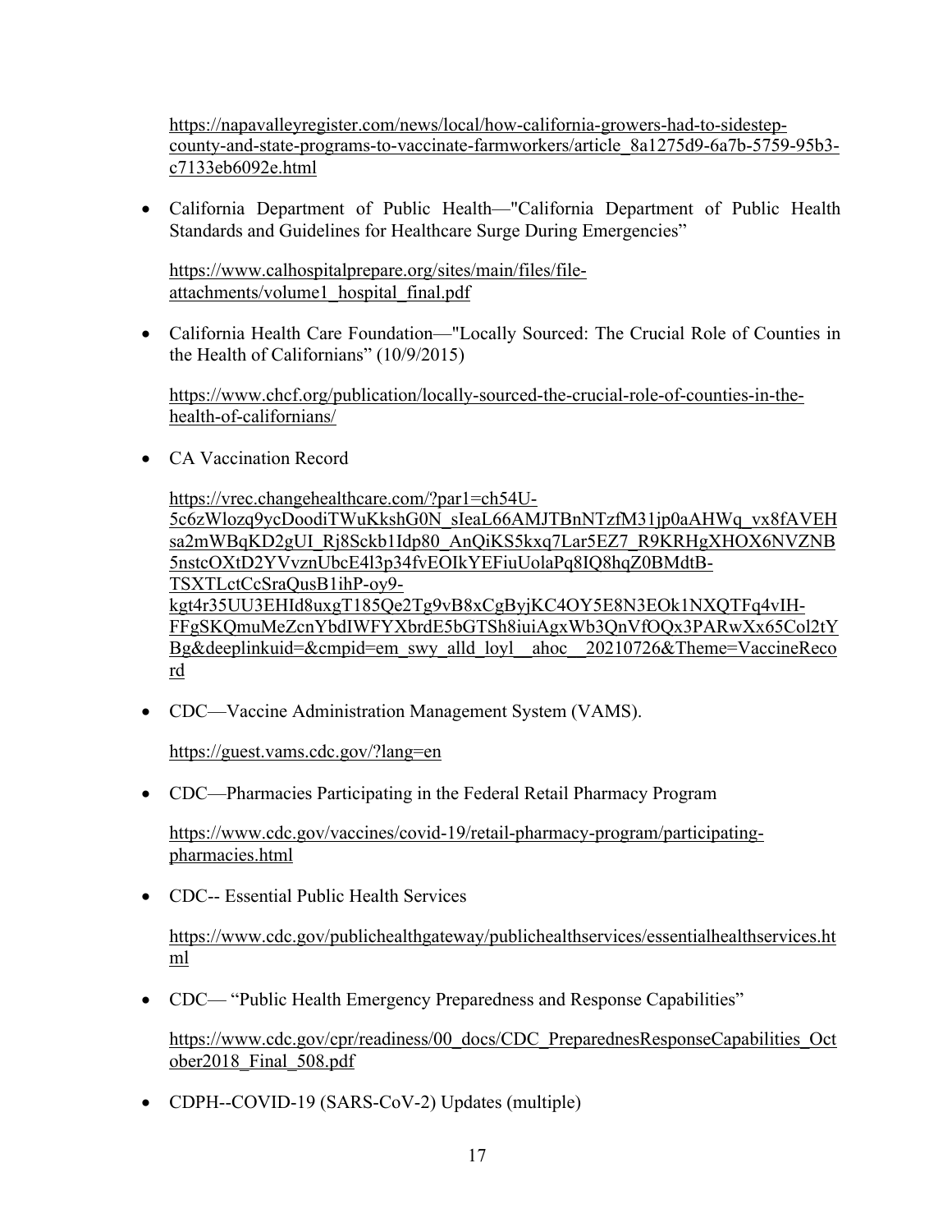https://napavalleyregister.com/news/local/how-california-growers-had-to-sidestep-county-and-state-programs-to-vaccinate-farmworkers/article_8a1275d9-6a7b-5759-95b3-c7133eb6092e.html

- California Department of Public Health—"California Department of Public Health Standards and Guidelines for Healthcare Surge During Emergencies"

  https://www.calhospitalprepare.org/sites/main/files/file-attachments/volume1_hospital_final.pdf

- California Health Care Foundation—"Locally Sourced: The Crucial Role of Counties in the Health of Californians" (10/9/2015)

  https://www.chcf.org/publication/locally-sourced-the-crucial-role-of-counties-in-the-health-of-californians/

- CA Vaccination Record

  https://vrec.changehealthcare.com/?par1=ch54U-5c6zWlozq9ycDoodiTWuKkshG0N_sIeaL66AMJTBnNTzfM31jp0aAHWq_vx8fAVEHsa2mWBqKD2gUI_Rj8Sckb1Idp80_AnQiKS5kxq7Lar5EZ7_R9KRHgXHOX6NVZNB5nstcOXtD2YVvznUbcE4l3p34fvEOIkYEFiuUolaPq8IQ8hqZ0BMdtB-TSXTLctCcSraQusB1ihP-oy9-kgt4r35UU3EHId8uxgT185Qe2Tg9vB8xCgByjKC4OY5E8N3EOk1NXQTFq4vIH-FFgSKQmuMeZcnYbdIWFYXbrdE5bGTSh8iuiAgxWb3QnVfOQx3PARwXx65Col2tYBg&deeplinkuid=&cmpid=em_swy_alld_loyl__ahoc__20210726&Theme=VaccineRecord

- CDC—Vaccine Administration Management System (VAMS).

  https://guest.vams.cdc.gov/?lang=en

- CDC—Pharmacies Participating in the Federal Retail Pharmacy Program

  https://www.cdc.gov/vaccines/covid-19/retail-pharmacy-program/participating-pharmacies.html

- CDC-- Essential Public Health Services

  https://www.cdc.gov/publichealthgateway/publichealthservices/essentialhealthservices.html

- CDC— "Public Health Emergency Preparedness and Response Capabilities"

  https://www.cdc.gov/cpr/readiness/00_docs/CDC_PreparednesResponseCapabilities_October2018_Final_508.pdf

- CDPH--COVID-19 (SARS-CoV-2) Updates (multiple)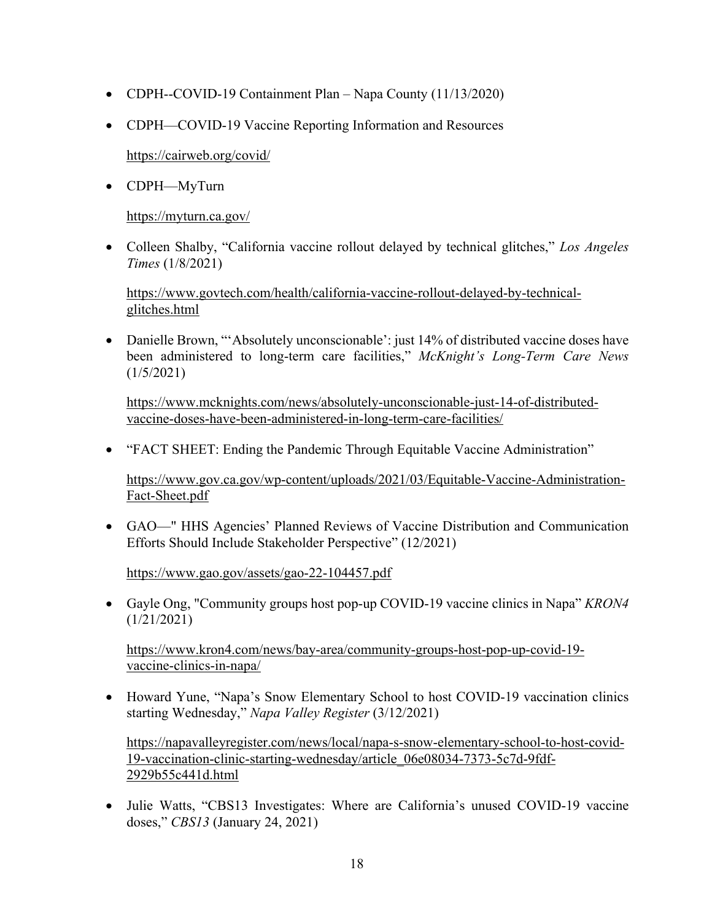- CDPH--COVID-19 Containment Plan – Napa County (11/13/2020)

- CDPH—COVID-19 Vaccine Reporting Information and Resources

  https://cairweb.org/covid/

- CDPH—MyTurn

  https://myturn.ca.gov/

- Colleen Shalby, "California vaccine rollout delayed by technical glitches," *Los Angeles Times* (1/8/2021)

  https://www.govtech.com/health/california-vaccine-rollout-delayed-by-technical-glitches.html

- Danielle Brown, "'Absolutely unconscionable': just 14% of distributed vaccine doses have been administered to long-term care facilities," *McKnight's Long-Term Care News* (1/5/2021)

  https://www.mcknights.com/news/absolutely-unconscionable-just-14-of-distributed-vaccine-doses-have-been-administered-in-long-term-care-facilities/

- "FACT SHEET: Ending the Pandemic Through Equitable Vaccine Administration"

  https://www.gov.ca.gov/wp-content/uploads/2021/03/Equitable-Vaccine-Administration-Fact-Sheet.pdf

- GAO—" HHS Agencies' Planned Reviews of Vaccine Distribution and Communication Efforts Should Include Stakeholder Perspective" (12/2021)

  https://www.gao.gov/assets/gao-22-104457.pdf

- Gayle Ong, "Community groups host pop-up COVID-19 vaccine clinics in Napa" *KRON4* (1/21/2021)

  https://www.kron4.com/news/bay-area/community-groups-host-pop-up-covid-19-vaccine-clinics-in-napa/

- Howard Yune, "Napa's Snow Elementary School to host COVID-19 vaccination clinics starting Wednesday," *Napa Valley Register* (3/12/2021)

  https://napavalleyregister.com/news/local/napa-s-snow-elementary-school-to-host-covid-19-vaccination-clinic-starting-wednesday/article_06e08034-7373-5c7d-9fdf-2929b55c441d.html

- Julie Watts, "CBS13 Investigates: Where are California's unused COVID-19 vaccine doses," *CBS13* (January 24, 2021)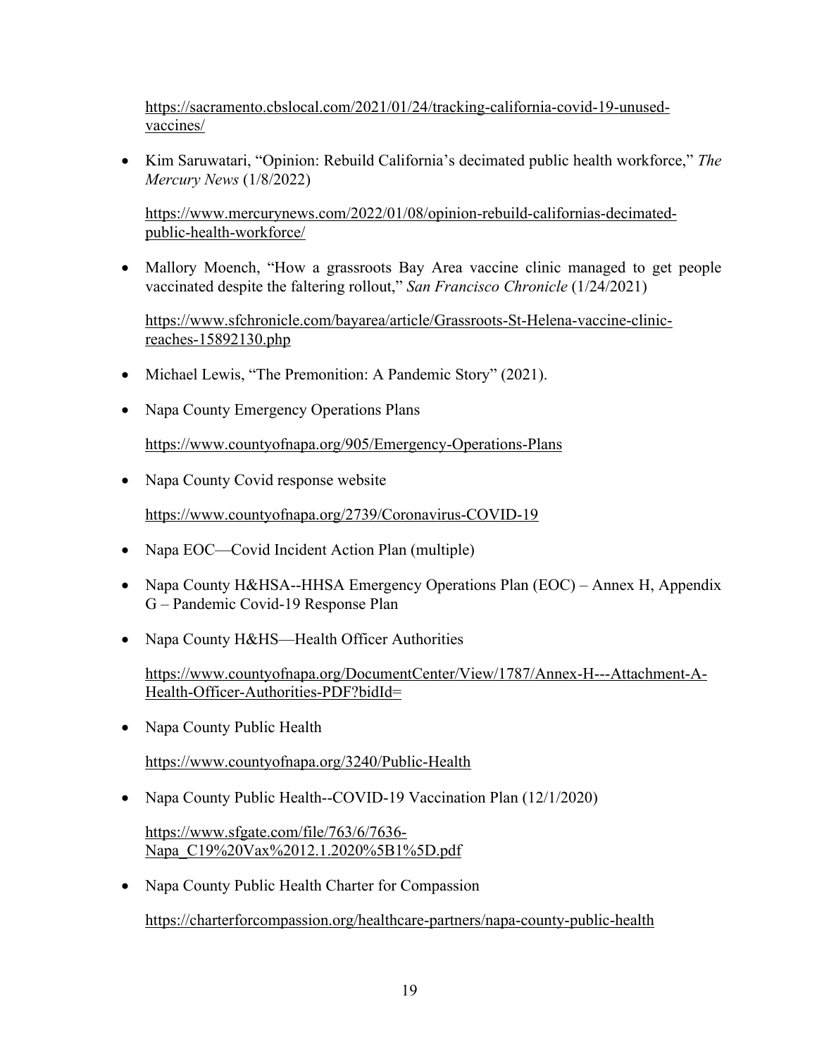https://sacramento.cbslocal.com/2021/01/24/tracking-california-covid-19-unused-vaccines/

- Kim Saruwatari, "Opinion: Rebuild California's decimated public health workforce," *The Mercury News* (1/8/2022)

  https://www.mercurynews.com/2022/01/08/opinion-rebuild-californias-decimated-public-health-workforce/

- Mallory Moench, "How a grassroots Bay Area vaccine clinic managed to get people vaccinated despite the faltering rollout," *San Francisco Chronicle* (1/24/2021)

  https://www.sfchronicle.com/bayarea/article/Grassroots-St-Helena-vaccine-clinic-reaches-15892130.php

- Michael Lewis, "The Premonition: A Pandemic Story" (2021).

- Napa County Emergency Operations Plans

  https://www.countyofnapa.org/905/Emergency-Operations-Plans

- Napa County Covid response website

  https://www.countyofnapa.org/2739/Coronavirus-COVID-19

- Napa EOC—Covid Incident Action Plan (multiple)

- Napa County H&HSA--HHSA Emergency Operations Plan (EOC) – Annex H, Appendix G – Pandemic Covid-19 Response Plan

- Napa County H&HS—Health Officer Authorities

  https://www.countyofnapa.org/DocumentCenter/View/1787/Annex-H---Attachment-A-Health-Officer-Authorities-PDF?bidId=

- Napa County Public Health

  https://www.countyofnapa.org/3240/Public-Health

- Napa County Public Health--COVID-19 Vaccination Plan (12/1/2020)

  https://www.sfgate.com/file/763/6/7636-Napa_C19%20Vax%2012.1.2020%5B1%5D.pdf

- Napa County Public Health Charter for Compassion

  https://charterforcompassion.org/healthcare-partners/napa-county-public-health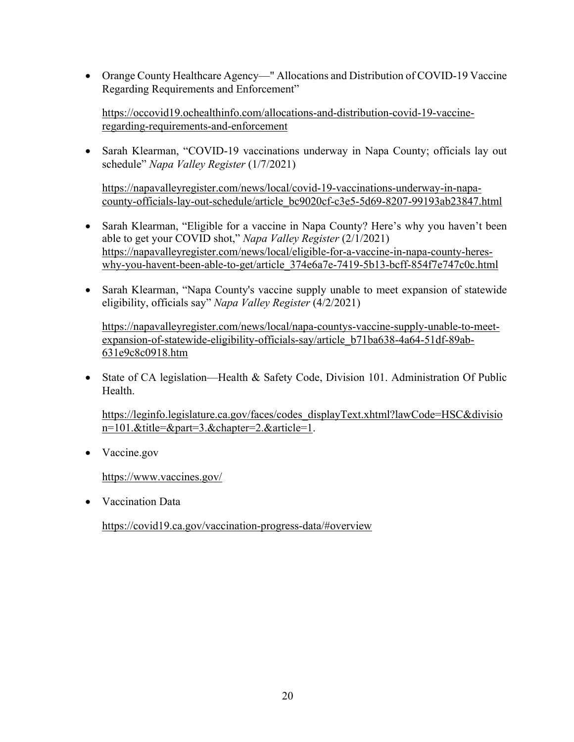- Orange County Healthcare Agency—" Allocations and Distribution of COVID-19 Vaccine Regarding Requirements and Enforcement"

  https://occovid19.ochealthinfo.com/allocations-and-distribution-covid-19-vaccine-regarding-requirements-and-enforcement

- Sarah Klearman, "COVID-19 vaccinations underway in Napa County; officials lay out schedule" *Napa Valley Register* (1/7/2021)

  https://napavalleyregister.com/news/local/covid-19-vaccinations-underway-in-napa-county-officials-lay-out-schedule/article_bc9020cf-c3e5-5d69-8207-99193ab23847.html

- Sarah Klearman, "Eligible for a vaccine in Napa County? Here's why you haven't been able to get your COVID shot," *Napa Valley Register* (2/1/2021) https://napavalleyregister.com/news/local/eligible-for-a-vaccine-in-napa-county-heres-why-you-havent-been-able-to-get/article_374e6a7e-7419-5b13-bcff-854f7e747c0c.html

- Sarah Klearman, "Napa County's vaccine supply unable to meet expansion of statewide eligibility, officials say" *Napa Valley Register* (4/2/2021)

  https://napavalleyregister.com/news/local/napa-countys-vaccine-supply-unable-to-meet-expansion-of-statewide-eligibility-officials-say/article_b71ba638-4a64-51df-89ab-631e9c8c0918.htm

- State of CA legislation—Health & Safety Code, Division 101. Administration Of Public Health.

  https://leginfo.legislature.ca.gov/faces/codes_displayText.xhtml?lawCode=HSC&division=101.&title=&part=3.&chapter=2.&article=1.

- Vaccine.gov

  https://www.vaccines.gov/

- Vaccination Data

  https://covid19.ca.gov/vaccination-progress-data/#overview